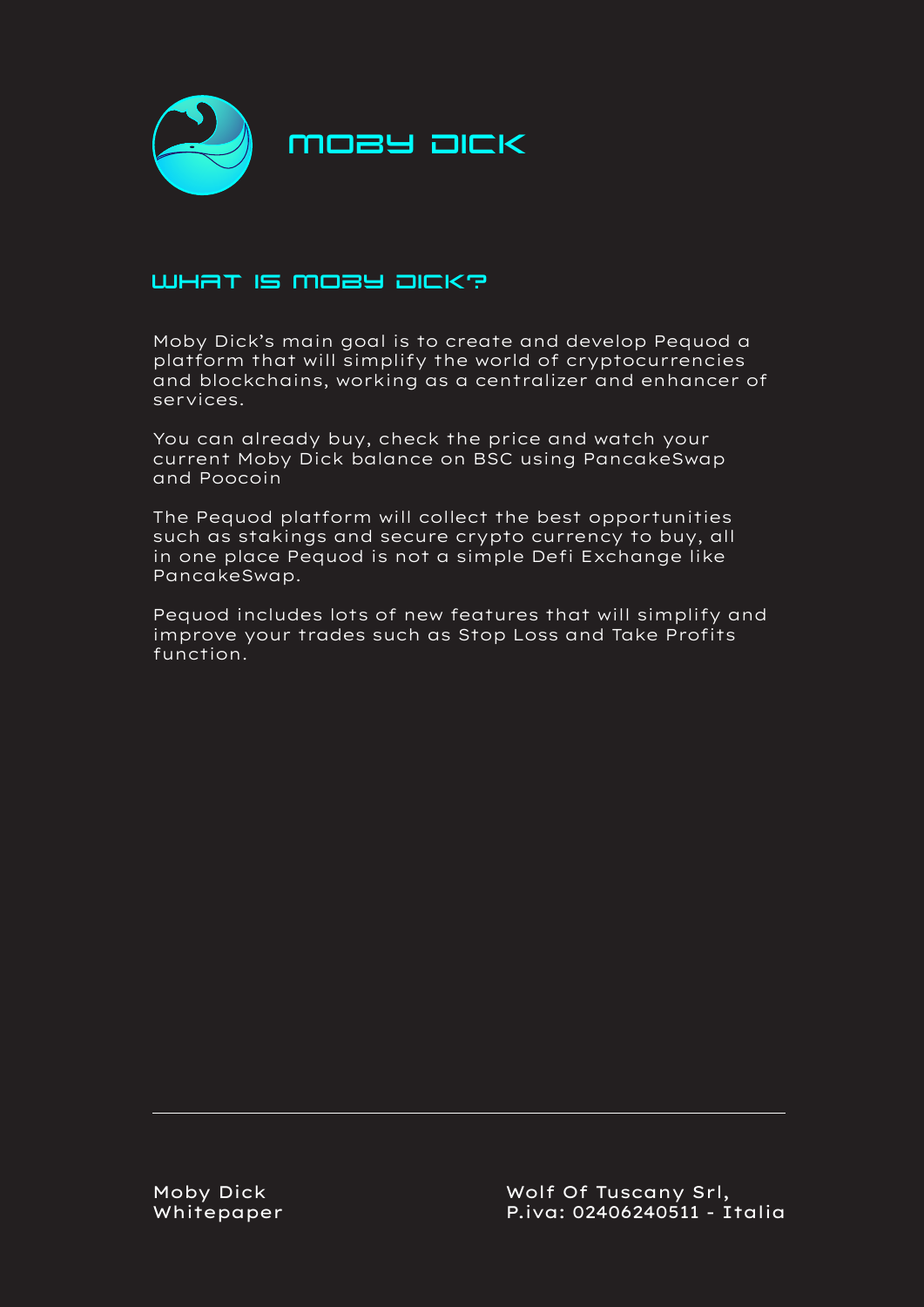# MOBY DICK

## WHAT IS MOBY DICK?

Moby Dick's main goal is to create and develop Pequod a platform that will simplify the world of cryptocurrencies and blockchains, working as a centralizer and enhancer of services.

You can already buy, check the price and watch your current Moby Dick balance on BSC using PancakeSwap and Poocoin

The Pequod platform will collect the best opportunities such as stakings and secure crypto currency to buy, all in one place Pequod is not a simple Defi Exchange like PancakeSwap.

Pequod includes lots of new features that will simplify and improve your trades such as Stop Loss and Take Profits function.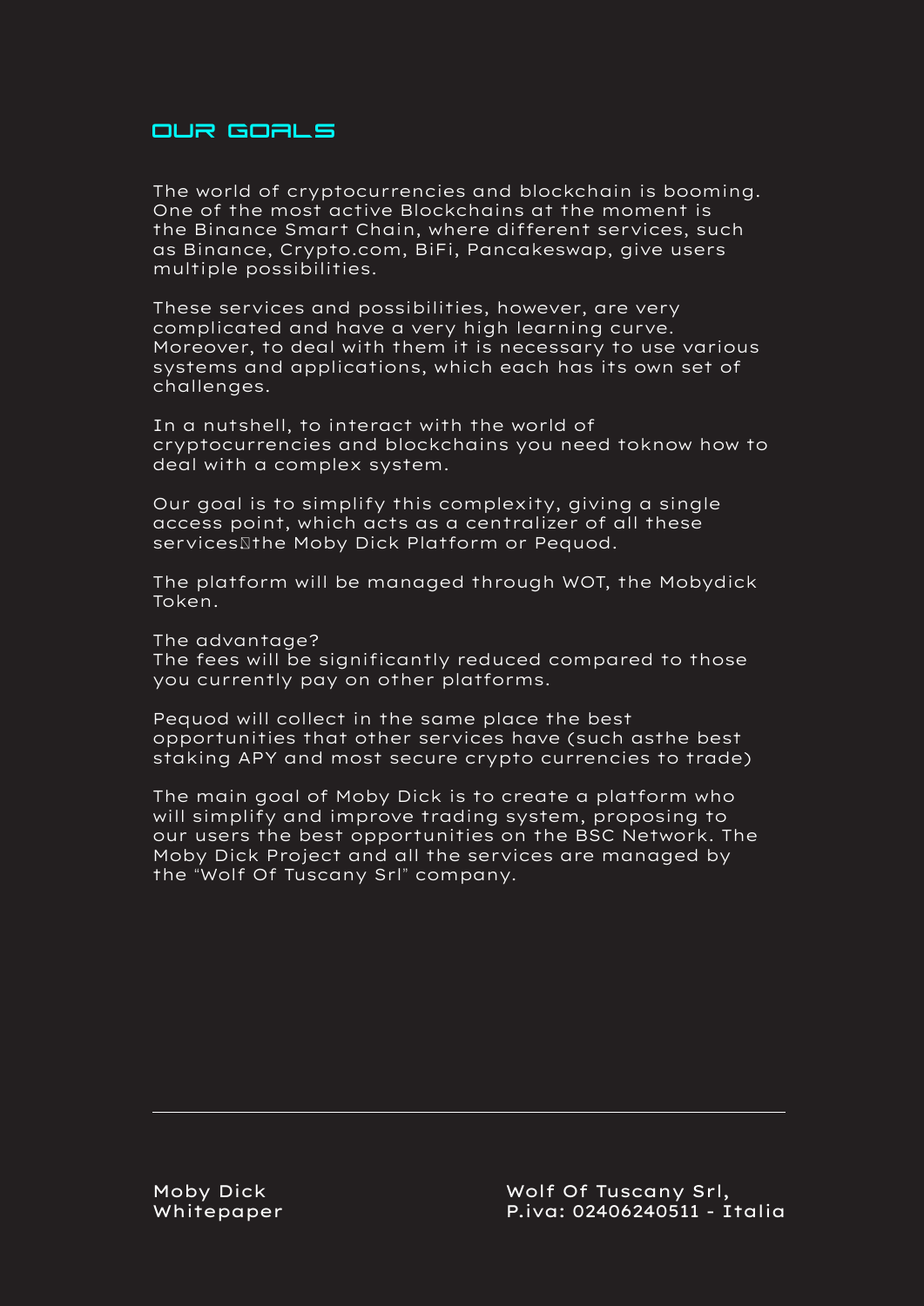## OUR GOALS

The world of cryptocurrencies and blockchain is booming. One of the most active Blockchains at the moment is the Binance Smart Chain, where different services, such as Binance, Crypto.com, BiFi, Pancakeswap, give users multiple possibilities.

These services and possibilities, however, are very complicated and have a very high learning curve. Moreover, to deal with them it is necessary to use various systems and applications, which each has its own set of challenges.

In a nutshell, to interact with the world of cryptocurrencies and blockchains you need toknow how to deal with a complex system.

Our goal is to simplify this complexity, giving a single access point, which acts as a centralizer of all these services the Moby Dick Platform or Pequod.

The platform will be managed through WOT, the Mobydick Token.

The advantage?
The fees will be significantly reduced compared to those you currently pay on other platforms.

Pequod will collect in the same place the best opportunities that other services have (such asthe best staking APY and most secure crypto currencies to trade)

The main goal of Moby Dick is to create a platform who will simplify and improve trading system, proposing to our users the best opportunities on the BSC Network. The Moby Dick Project and all the services are managed by the "Wolf Of Tuscany Srl" company.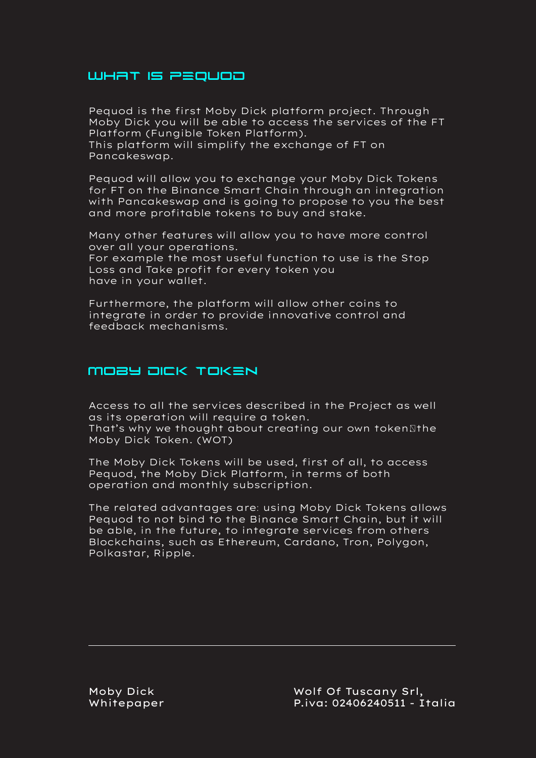## WHAT IS PEQUOD

Pequod is the first Moby Dick platform project. Through Moby Dick you will be able to access the services of the FT Platform (Fungible Token Platform).
This platform will simplify the exchange of FT on Pancakeswap.

Pequod will allow you to exchange your Moby Dick Tokens for FT on the Binance Smart Chain through an integration with Pancakeswap and is going to propose to you the best and more profitable tokens to buy and stake.

Many other features will allow you to have more control over all your operations.
For example the most useful function to use is the Stop Loss and Take profit for every token you have in your wallet.

Furthermore, the platform will allow other coins to integrate in order to provide innovative control and feedback mechanisms.

## MOBY DICK TOKEN

Access to all the services described in the Project as well as its operation will require a token.
That's why we thought about creating our own token the Moby Dick Token. (WOT)

The Moby Dick Tokens will be used, first of all, to access Pequod, the Moby Dick Platform, in terms of both operation and monthly subscription.

The related advantages are: using Moby Dick Tokens allows Pequod to not bind to the Binance Smart Chain, but it will be able, in the future, to integrate services from others Blockchains, such as Ethereum, Cardano, Tron, Polygon, Polkastar, Ripple.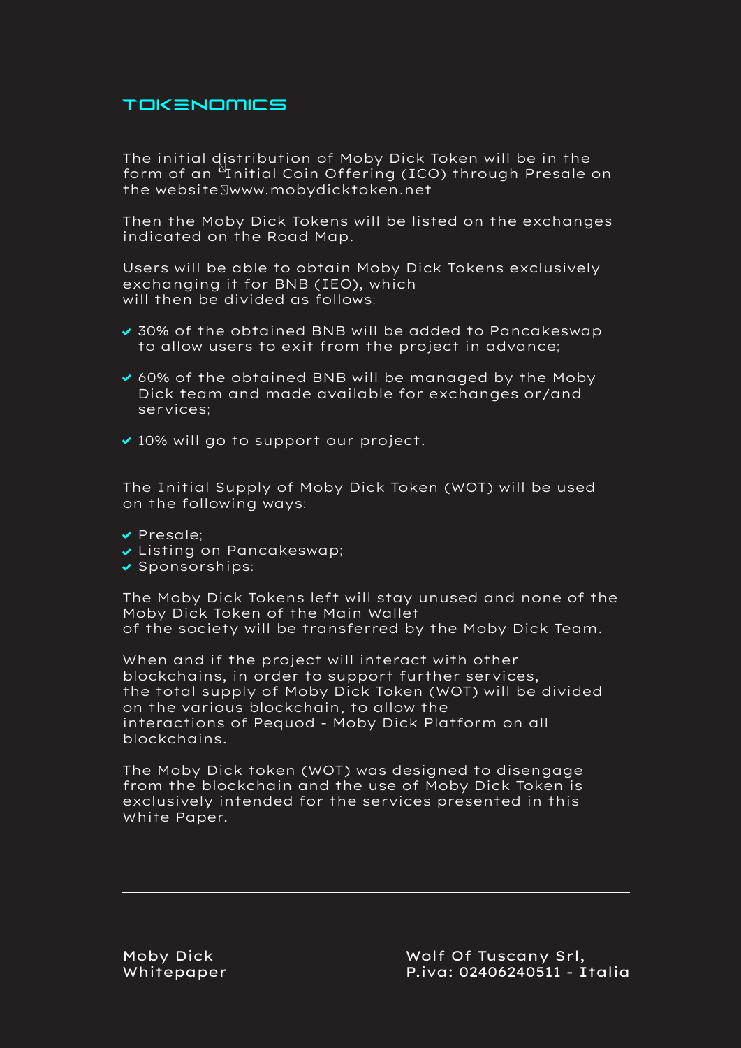## TOKENOMICS

The initial distribution of Moby Dick Token will be in the form of an "Initial Coin Offering (ICO) through Presale on the website www.mobydicktoken.net

Then the Moby Dick Tokens will be listed on the exchanges indicated on the Road Map.

Users will be able to obtain Moby Dick Tokens exclusively exchanging it for BNB (IEO), which will then be divided as follows:

- 30% of the obtained BNB will be added to Pancakeswap to allow users to exit from the project in advance;
- 60% of the obtained BNB will be managed by the Moby Dick team and made available for exchanges or/and services;
- 10% will go to support our project.

The Initial Supply of Moby Dick Token (WOT) will be used on the following ways:

- Presale;
- Listing on Pancakeswap;
- Sponsorships:

The Moby Dick Tokens left will stay unused and none of the Moby Dick Token of the Main Wallet of the society will be transferred by the Moby Dick Team.

When and if the project will interact with other blockchains, in order to support further services, the total supply of Moby Dick Token (WOT) will be divided on the various blockchain, to allow the interactions of Pequod - Moby Dick Platform on all blockchains.

The Moby Dick token (WOT) was designed to disengage from the blockchain and the use of Moby Dick Token is exclusively intended for the services presented in this White Paper.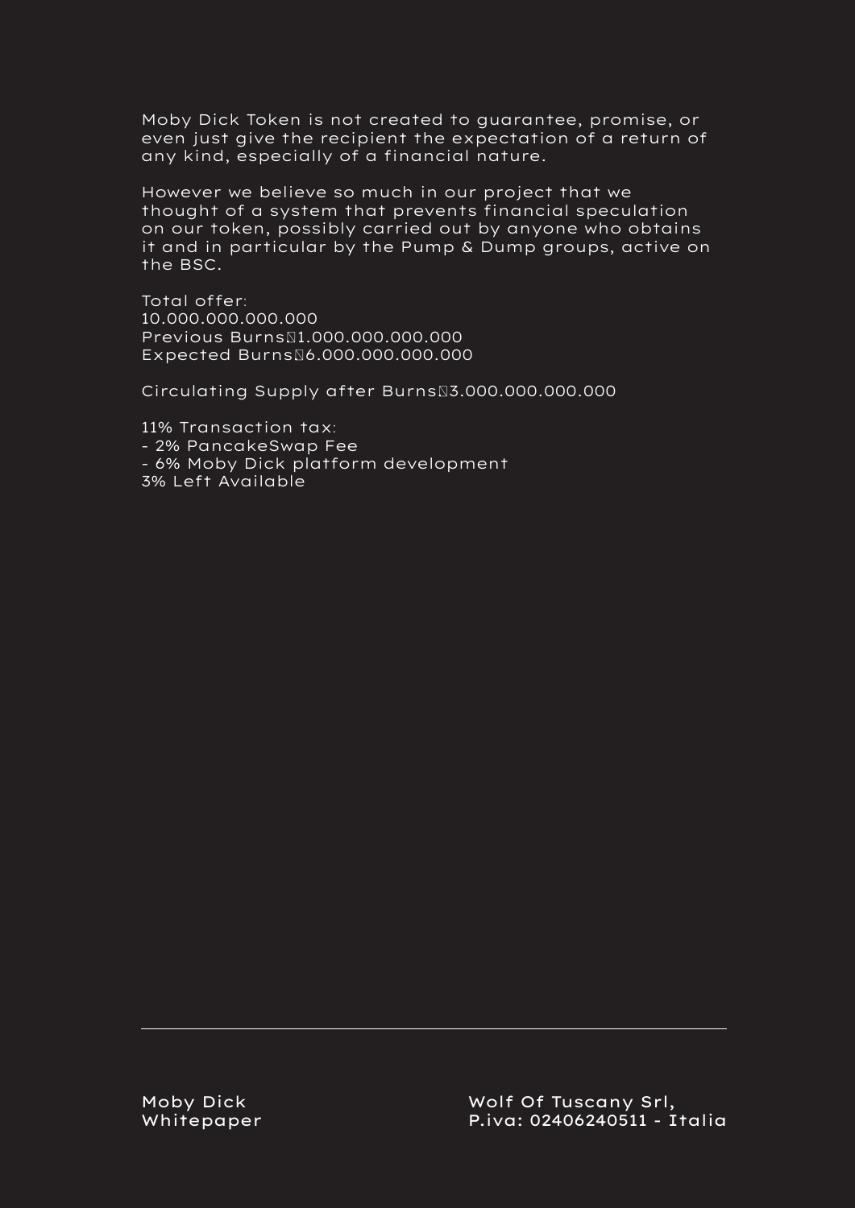Moby Dick Token is not created to guarantee, promise, or even just give the recipient the expectation of a return of any kind, especially of a financial nature.

However we believe so much in our project that we thought of a system that prevents financial speculation on our token, possibly carried out by anyone who obtains it and in particular by the Pump & Dump groups, active on the BSC.

Total offer:
10.000.000.000.000
Previous Burns:1.000.000.000.000
Expected Burns:6.000.000.000.000

Circulating Supply after Burns:3.000.000.000.000

11% Transaction tax:
- 2% PancakeSwap Fee
- 6% Moby Dick platform development
3% Left Available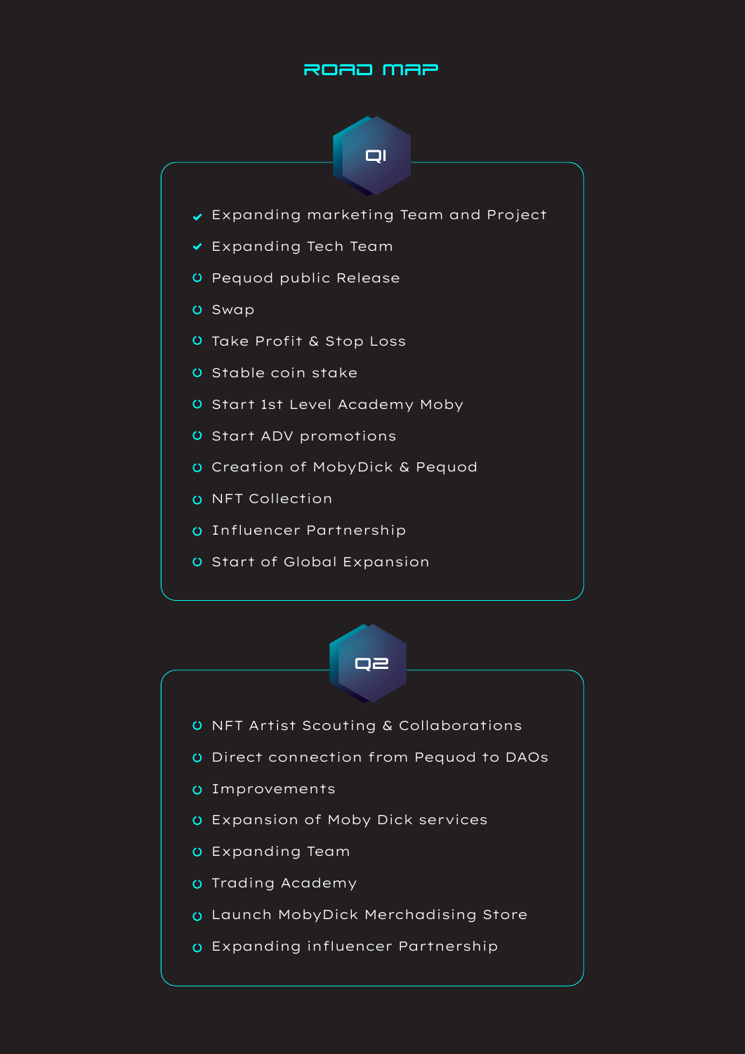# ROAD MAP

## Q1

- [x] Expanding marketing Team and Project
- [x] Expanding Tech Team
- [ ] Pequod public Release
- [ ] Swap
- [ ] Take Profit & Stop Loss
- [ ] Stable coin stake
- [ ] Start 1st Level Academy Moby
- [ ] Start ADV promotions
- [ ] Creation of MobyDick & Pequod
- [ ] NFT Collection
- [ ] Influencer Partnership
- [ ] Start of Global Expansion

## Q2

- [ ] NFT Artist Scouting & Collaborations
- [ ] Direct connection from Pequod to DAOs
- [ ] Improvements
- [ ] Expansion of Moby Dick services
- [ ] Expanding Team
- [ ] Trading Academy
- [ ] Launch MobyDick Merchadising Store
- [ ] Expanding influencer Partnership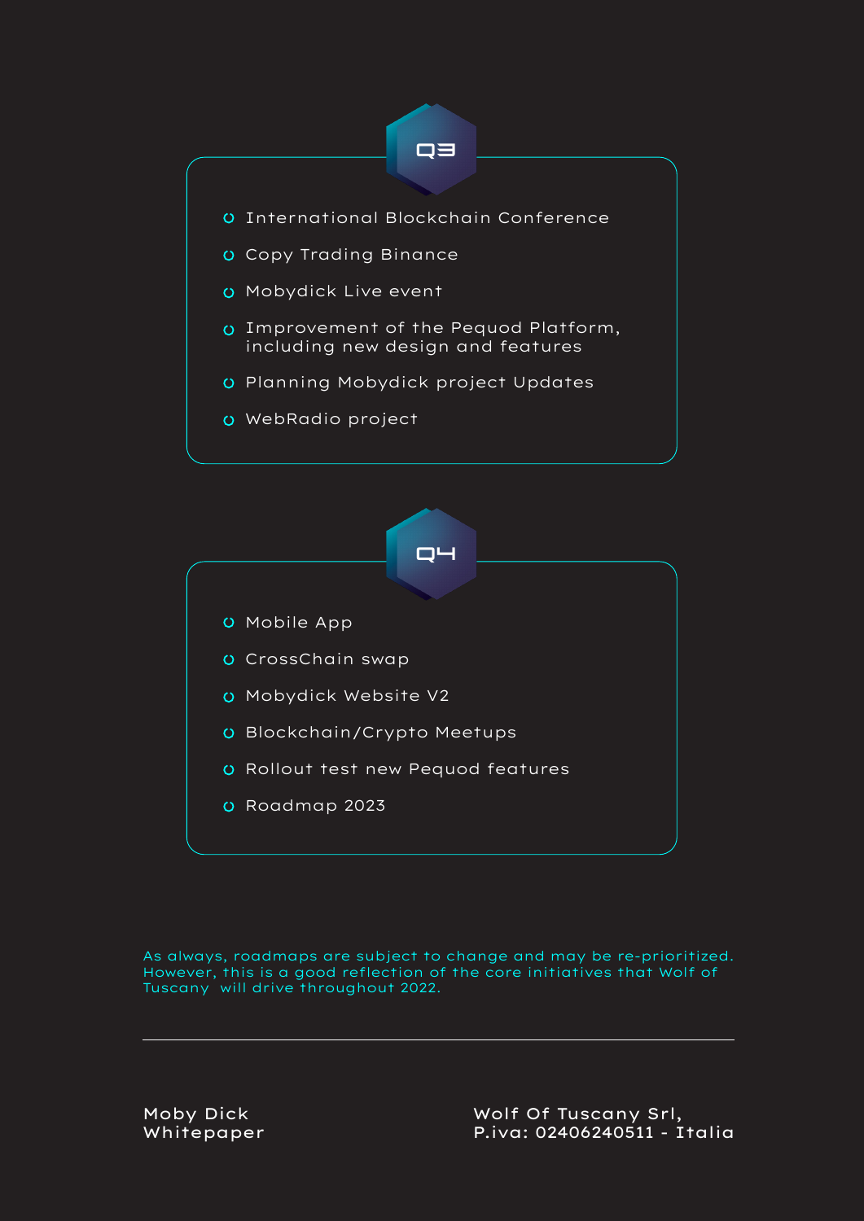## Q3

- International Blockchain Conference
- Copy Trading Binance
- Mobydick Live event
- Improvement of the Pequod Platform, including new design and features
- Planning Mobydick project Updates
- WebRadio project

## Q4

- Mobile App
- CrossChain swap
- Mobydick Website V2
- Blockchain/Crypto Meetups
- Rollout test new Pequod features
- Roadmap 2023

As always, roadmaps are subject to change and may be re-prioritized. However, this is a good reflection of the core initiatives that Wolf of Tuscany will drive throughout 2022.

---

Moby Dick
Whitepaper

Wolf Of Tuscany Srl,
P.iva: 02406240511 - Italia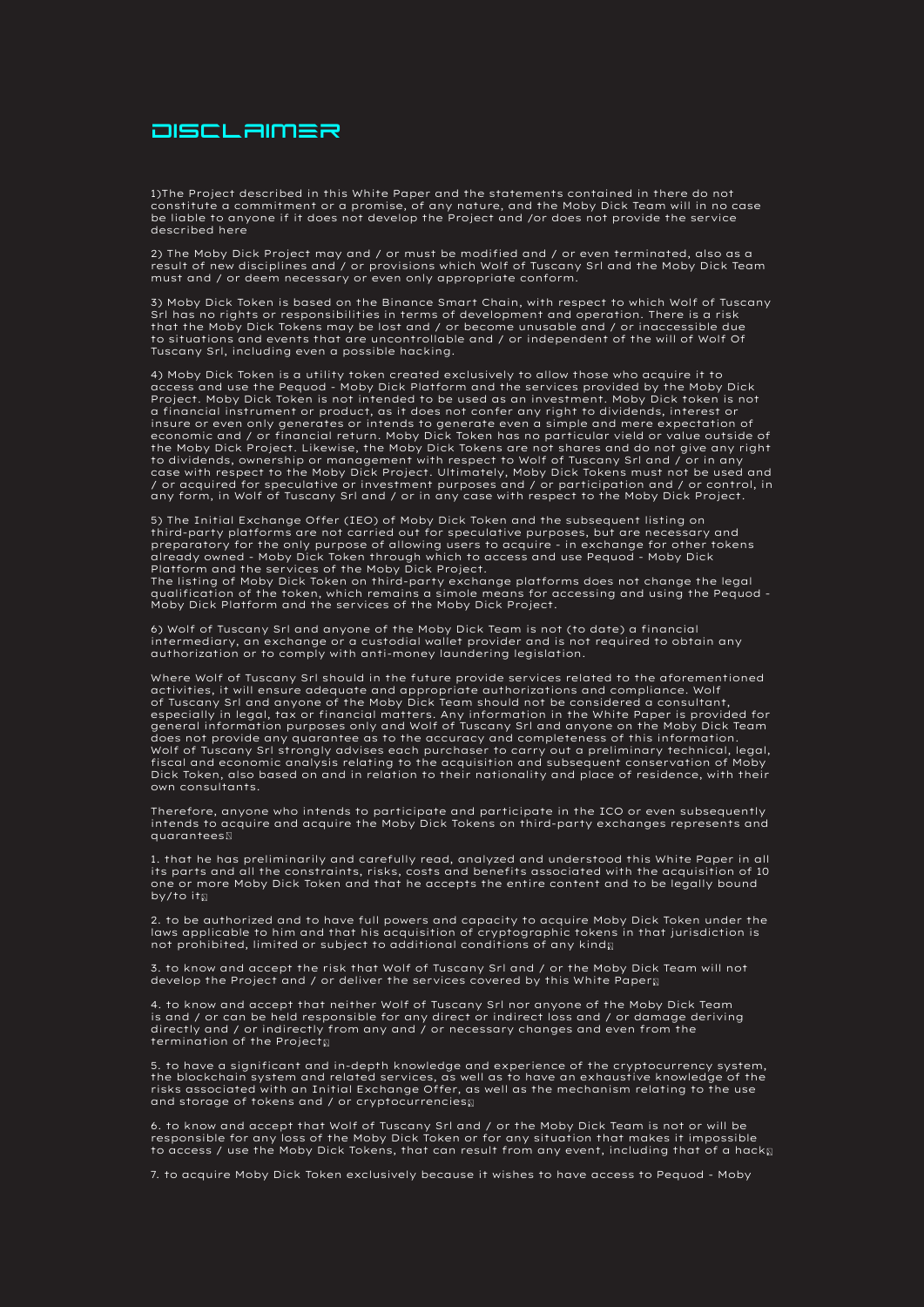# DISCLAIMER

1)The Project described in this White Paper and the statements contained in there do not constitute a commitment or a promise, of any nature, and the Moby Dick Team will in no case be liable to anyone if it does not develop the Project and /or does not provide the service described here

2) The Moby Dick Project may and / or must be modified and / or even terminated, also as a result of new disciplines and / or provisions which Wolf of Tuscany Srl and the Moby Dick Team must and / or deem necessary or even only appropriate conform.

3) Moby Dick Token is based on the Binance Smart Chain, with respect to which Wolf of Tuscany Srl has no rights or responsibilities in terms of development and operation. There is a risk that the Moby Dick Tokens may be lost and / or become unusable and / or inaccessible due to situations and events that are uncontrollable and / or independent of the will of Wolf Of Tuscany Srl, including even a possible hacking.

4) Moby Dick Token is a utility token created exclusively to allow those who acquire it to access and use the Pequod - Moby Dick Platform and the services provided by the Moby Dick Project. Moby Dick Token is not intended to be used as an investment. Moby Dick token is not a financial instrument or product, as it does not confer any right to dividends, interest or insure or even only generates or intends to generate even a simple and mere expectation of economic and / or financial return. Moby Dick Token has no particular yield or value outside of the Moby Dick Project. Likewise, the Moby Dick Tokens are not shares and do not give any right to dividends, ownership or management with respect to Wolf of Tuscany Srl and / or in any case with respect to the Moby Dick Project. Ultimately, Moby Dick Tokens must not be used and / or acquired for speculative or investment purposes and / or participation and / or control, in any form, in Wolf of Tuscany Srl and / or in any case with respect to the Moby Dick Project.

5) The Initial Exchange Offer (IEO) of Moby Dick Token and the subsequent listing on third-party platforms are not carried out for speculative purposes, but are necessary and preparatory for the only purpose of allowing users to acquire - in exchange for other tokens already owned - Moby Dick Token through which to access and use Pequod - Moby Dick Platform and the services of the Moby Dick Project.
The listing of Moby Dick Token on third-party exchange platforms does not change the legal qualification of the token, which remains a simole means for accessing and using the Pequod - Moby Dick Platform and the services of the Moby Dick Project.

6) Wolf of Tuscany Srl and anyone of the Moby Dick Team is not (to date) a financial intermediary, an exchange or a custodial wallet provider and is not required to obtain any authorization or to comply with anti-money laundering legislation.

Where Wolf of Tuscany Srl should in the future provide services related to the aforementioned activities, it will ensure adequate and appropriate authorizations and compliance. Wolf of Tuscany Srl and anyone of the Moby Dick Team should not be considered a consultant, especially in legal, tax or financial matters. Any information in the White Paper is provided for general information purposes only and Wolf of Tuscany Srl and anyone on the Moby Dick Team does not provide any guarantee as to the accuracy and completeness of this information. Wolf of Tuscany Srl strongly advises each purchaser to carry out a preliminary technical, legal, fiscal and economic analysis relating to the acquisition and subsequent conservation of Moby Dick Token, also based on and in relation to their nationality and place of residence, with their own consultants.

Therefore, anyone who intends to participate and participate in the ICO or even subsequently intends to acquire and acquire the Moby Dick Tokens on third-party exchanges represents and guarantees:

1. that he has preliminarily and carefully read, analyzed and understood this White Paper in all its parts and all the constraints, risks, costs and benefits associated with the acquisition of 10 one or more Moby Dick Token and that he accepts the entire content and to be legally bound by/to it;

2. to be authorized and to have full powers and capacity to acquire Moby Dick Token under the laws applicable to him and that his acquisition of cryptographic tokens in that jurisdiction is not prohibited, limited or subject to additional conditions of any kind;

3. to know and accept the risk that Wolf of Tuscany Srl and / or the Moby Dick Team will not develop the Project and / or deliver the services covered by this White Paper;

4. to know and accept that neither Wolf of Tuscany Srl nor anyone of the Moby Dick Team is and / or can be held responsible for any direct or indirect loss and / or damage deriving directly and / or indirectly from any and / or necessary changes and even from the termination of the Project;

5. to have a significant and in-depth knowledge and experience of the cryptocurrency system, the blockchain system and related services, as well as to have an exhaustive knowledge of the risks associated with an Initial Exchange Offer, as well as the mechanism relating to the use and storage of tokens and / or cryptocurrencies;

6. to know and accept that Wolf of Tuscany Srl and / or the Moby Dick Team is not or will be responsible for any loss of the Moby Dick Token or for any situation that makes it impossible to access / use the Moby Dick Tokens, that can result from any event, including that of a hack;

7. to acquire Moby Dick Token exclusively because it wishes to have access to Pequod - Moby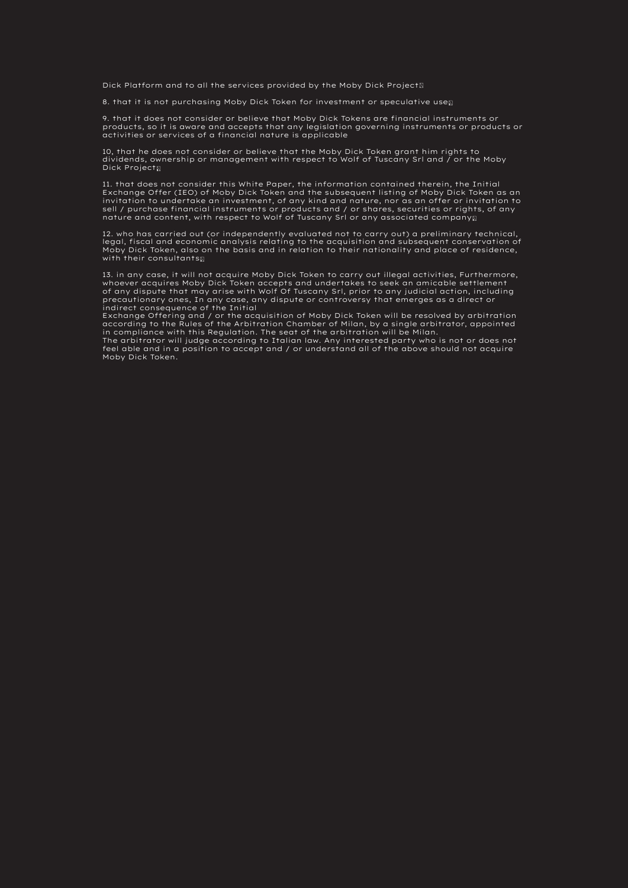Dick Platform and to all the services provided by the Moby Dick Project;

8. that it is not purchasing Moby Dick Token for investment or speculative use;

9. that it does not consider or believe that Moby Dick Tokens are financial instruments or products, so it is aware and accepts that any legislation governing instruments or products or activities or services of a financial nature is applicable

10, that he does not consider or believe that the Moby Dick Token grant him rights to dividends, ownership or management with respect to Wolf of Tuscany Srl and / or the Moby Dick Project;

11. that does not consider this White Paper, the information contained therein, the Initial Exchange Offer (IEO) of Moby Dick Token and the subsequent listing of Moby Dick Token as an invitation to undertake an investment, of any kind and nature, nor as an offer or invitation to sell / purchase financial instruments or products and / or shares, securities or rights, of any nature and content, with respect to Wolf of Tuscany Srl or any associated company;

12. who has carried out (or independently evaluated not to carry out) a preliminary technical, legal, fiscal and economic analysis relating to the acquisition and subsequent conservation of Moby Dick Token, also on the basis and in relation to their nationality and place of residence, with their consultants;

13. in any case, it will not acquire Moby Dick Token to carry out illegal activities, Furthermore, whoever acquires Moby Dick Token accepts and undertakes to seek an amicable settlement of any dispute that may arise with Wolf Of Tuscany Srl, prior to any judicial action, including precautionary ones, In any case, any dispute or controversy that emerges as a direct or indirect consequence of the Initial
Exchange Offering and / or the acquisition of Moby Dick Token will be resolved by arbitration according to the Rules of the Arbitration Chamber of Milan, by a single arbitrator, appointed in compliance with this Regulation. The seat of the arbitration will be Milan.
The arbitrator will judge according to Italian law. Any interested party who is not or does not feel able and in a position to accept and / or understand all of the above should not acquire Moby Dick Token.